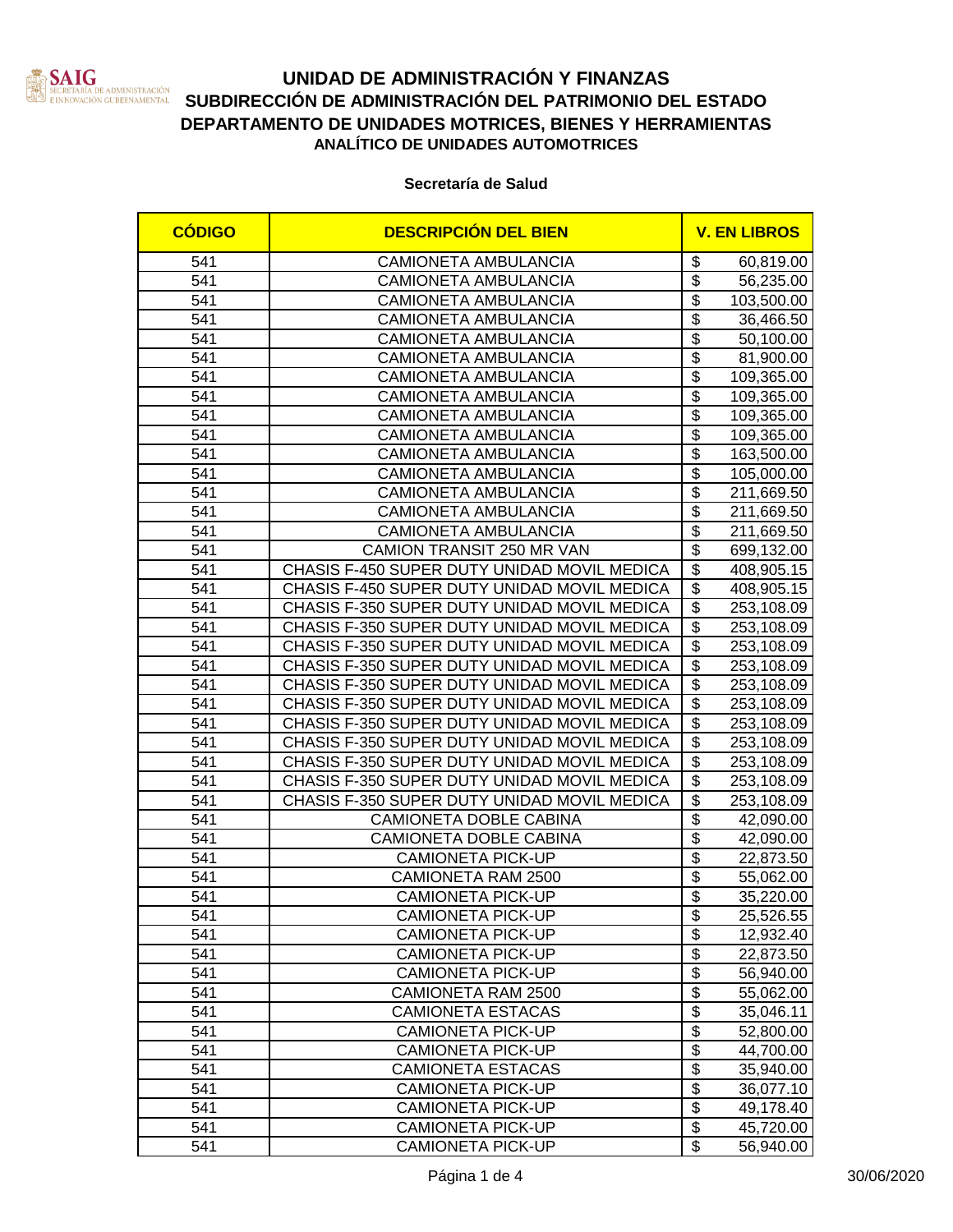# UNIDAD DE ADMINISTRACIÓN Y FINANZAS

## SUBDIRECCIÓN DE ADMINISTRACIÓN DEL PATRIMONIO DEL ESTADO

## DEPARTAMENTO DE UNIDADES MOTRICES, BIENES Y HERRAMIENTAS

### ANALÍTICO DE UNIDADES AUTOMOTRICES

**Secretaría de Salud**

| CÓDIGO | DESCRIPCIÓN DEL BIEN | V. EN LIBROS |
|---|---|---|
| 541 | CAMIONETA AMBULANCIA | $ 60,819.00 |
| 541 | CAMIONETA AMBULANCIA | $ 56,235.00 |
| 541 | CAMIONETA AMBULANCIA | $ 103,500.00 |
| 541 | CAMIONETA AMBULANCIA | $ 36,466.50 |
| 541 | CAMIONETA AMBULANCIA | $ 50,100.00 |
| 541 | CAMIONETA AMBULANCIA | $ 81,900.00 |
| 541 | CAMIONETA AMBULANCIA | $ 109,365.00 |
| 541 | CAMIONETA AMBULANCIA | $ 109,365.00 |
| 541 | CAMIONETA AMBULANCIA | $ 109,365.00 |
| 541 | CAMIONETA AMBULANCIA | $ 109,365.00 |
| 541 | CAMIONETA AMBULANCIA | $ 163,500.00 |
| 541 | CAMIONETA AMBULANCIA | $ 105,000.00 |
| 541 | CAMIONETA AMBULANCIA | $ 211,669.50 |
| 541 | CAMIONETA AMBULANCIA | $ 211,669.50 |
| 541 | CAMIONETA AMBULANCIA | $ 211,669.50 |
| 541 | CAMION TRANSIT 250 MR VAN | $ 699,132.00 |
| 541 | CHASIS F-450 SUPER DUTY UNIDAD MOVIL MEDICA | $ 408,905.15 |
| 541 | CHASIS F-450 SUPER DUTY UNIDAD MOVIL MEDICA | $ 408,905.15 |
| 541 | CHASIS F-350 SUPER DUTY UNIDAD MOVIL MEDICA | $ 253,108.09 |
| 541 | CHASIS F-350 SUPER DUTY UNIDAD MOVIL MEDICA | $ 253,108.09 |
| 541 | CHASIS F-350 SUPER DUTY UNIDAD MOVIL MEDICA | $ 253,108.09 |
| 541 | CHASIS F-350 SUPER DUTY UNIDAD MOVIL MEDICA | $ 253,108.09 |
| 541 | CHASIS F-350 SUPER DUTY UNIDAD MOVIL MEDICA | $ 253,108.09 |
| 541 | CHASIS F-350 SUPER DUTY UNIDAD MOVIL MEDICA | $ 253,108.09 |
| 541 | CHASIS F-350 SUPER DUTY UNIDAD MOVIL MEDICA | $ 253,108.09 |
| 541 | CHASIS F-350 SUPER DUTY UNIDAD MOVIL MEDICA | $ 253,108.09 |
| 541 | CHASIS F-350 SUPER DUTY UNIDAD MOVIL MEDICA | $ 253,108.09 |
| 541 | CHASIS F-350 SUPER DUTY UNIDAD MOVIL MEDICA | $ 253,108.09 |
| 541 | CHASIS F-350 SUPER DUTY UNIDAD MOVIL MEDICA | $ 253,108.09 |
| 541 | CAMIONETA DOBLE CABINA | $ 42,090.00 |
| 541 | CAMIONETA DOBLE CABINA | $ 42,090.00 |
| 541 | CAMIONETA PICK-UP | $ 22,873.50 |
| 541 | CAMIONETA RAM 2500 | $ 55,062.00 |
| 541 | CAMIONETA PICK-UP | $ 35,220.00 |
| 541 | CAMIONETA PICK-UP | $ 25,526.55 |
| 541 | CAMIONETA PICK-UP | $ 12,932.40 |
| 541 | CAMIONETA PICK-UP | $ 22,873.50 |
| 541 | CAMIONETA PICK-UP | $ 56,940.00 |
| 541 | CAMIONETA RAM 2500 | $ 55,062.00 |
| 541 | CAMIONETA ESTACAS | $ 35,046.11 |
| 541 | CAMIONETA PICK-UP | $ 52,800.00 |
| 541 | CAMIONETA PICK-UP | $ 44,700.00 |
| 541 | CAMIONETA ESTACAS | $ 35,940.00 |
| 541 | CAMIONETA PICK-UP | $ 36,077.10 |
| 541 | CAMIONETA PICK-UP | $ 49,178.40 |
| 541 | CAMIONETA PICK-UP | $ 45,720.00 |
| 541 | CAMIONETA PICK-UP | $ 56,940.00 |

30/06/2020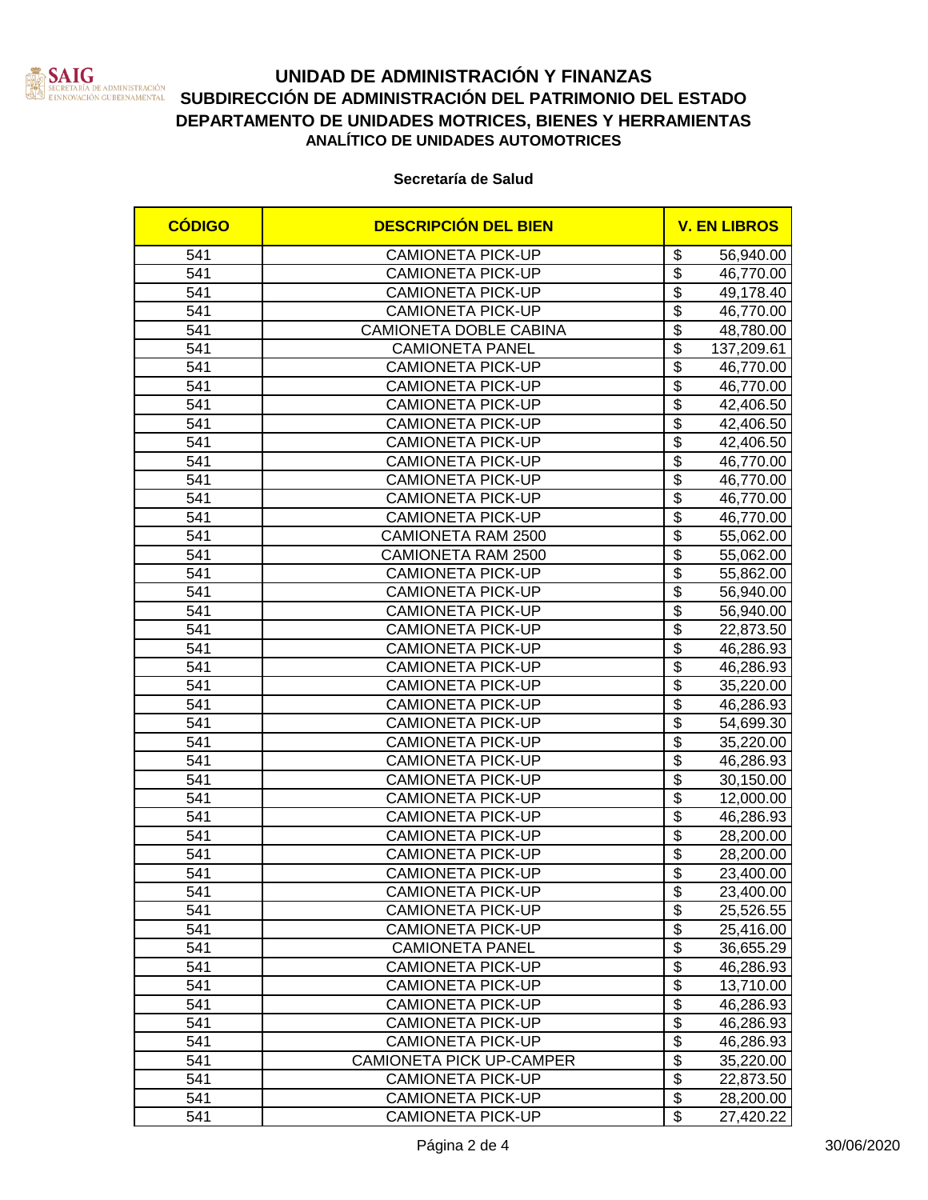# UNIDAD DE ADMINISTRACIÓN Y FINANZAS

## SUBDIRECCIÓN DE ADMINISTRACIÓN DEL PATRIMONIO DEL ESTADO

## DEPARTAMENTO DE UNIDADES MOTRICES, BIENES Y HERRAMIENTAS

### ANALÍTICO DE UNIDADES AUTOMOTRICES

**Secretaría de Salud**

| CÓDIGO | DESCRIPCIÓN DEL BIEN | V. EN LIBROS |
|---|---|---|
| 541 | CAMIONETA PICK-UP | $ 56,940.00 |
| 541 | CAMIONETA PICK-UP | $ 46,770.00 |
| 541 | CAMIONETA PICK-UP | $ 49,178.40 |
| 541 | CAMIONETA PICK-UP | $ 46,770.00 |
| 541 | CAMIONETA DOBLE CABINA | $ 48,780.00 |
| 541 | CAMIONETA PANEL | $ 137,209.61 |
| 541 | CAMIONETA PICK-UP | $ 46,770.00 |
| 541 | CAMIONETA PICK-UP | $ 46,770.00 |
| 541 | CAMIONETA PICK-UP | $ 42,406.50 |
| 541 | CAMIONETA PICK-UP | $ 42,406.50 |
| 541 | CAMIONETA PICK-UP | $ 42,406.50 |
| 541 | CAMIONETA PICK-UP | $ 46,770.00 |
| 541 | CAMIONETA PICK-UP | $ 46,770.00 |
| 541 | CAMIONETA PICK-UP | $ 46,770.00 |
| 541 | CAMIONETA PICK-UP | $ 46,770.00 |
| 541 | CAMIONETA RAM 2500 | $ 55,062.00 |
| 541 | CAMIONETA RAM 2500 | $ 55,062.00 |
| 541 | CAMIONETA PICK-UP | $ 55,862.00 |
| 541 | CAMIONETA PICK-UP | $ 56,940.00 |
| 541 | CAMIONETA PICK-UP | $ 56,940.00 |
| 541 | CAMIONETA PICK-UP | $ 22,873.50 |
| 541 | CAMIONETA PICK-UP | $ 46,286.93 |
| 541 | CAMIONETA PICK-UP | $ 46,286.93 |
| 541 | CAMIONETA PICK-UP | $ 35,220.00 |
| 541 | CAMIONETA PICK-UP | $ 46,286.93 |
| 541 | CAMIONETA PICK-UP | $ 54,699.30 |
| 541 | CAMIONETA PICK-UP | $ 35,220.00 |
| 541 | CAMIONETA PICK-UP | $ 46,286.93 |
| 541 | CAMIONETA PICK-UP | $ 30,150.00 |
| 541 | CAMIONETA PICK-UP | $ 12,000.00 |
| 541 | CAMIONETA PICK-UP | $ 46,286.93 |
| 541 | CAMIONETA PICK-UP | $ 28,200.00 |
| 541 | CAMIONETA PICK-UP | $ 28,200.00 |
| 541 | CAMIONETA PICK-UP | $ 23,400.00 |
| 541 | CAMIONETA PICK-UP | $ 23,400.00 |
| 541 | CAMIONETA PICK-UP | $ 25,526.55 |
| 541 | CAMIONETA PICK-UP | $ 25,416.00 |
| 541 | CAMIONETA PANEL | $ 36,655.29 |
| 541 | CAMIONETA PICK-UP | $ 46,286.93 |
| 541 | CAMIONETA PICK-UP | $ 13,710.00 |
| 541 | CAMIONETA PICK-UP | $ 46,286.93 |
| 541 | CAMIONETA PICK-UP | $ 46,286.93 |
| 541 | CAMIONETA PICK-UP | $ 46,286.93 |
| 541 | CAMIONETA PICK UP-CAMPER | $ 35,220.00 |
| 541 | CAMIONETA PICK-UP | $ 22,873.50 |
| 541 | CAMIONETA PICK-UP | $ 28,200.00 |
| 541 | CAMIONETA PICK-UP | $ 27,420.22 |

30/06/2020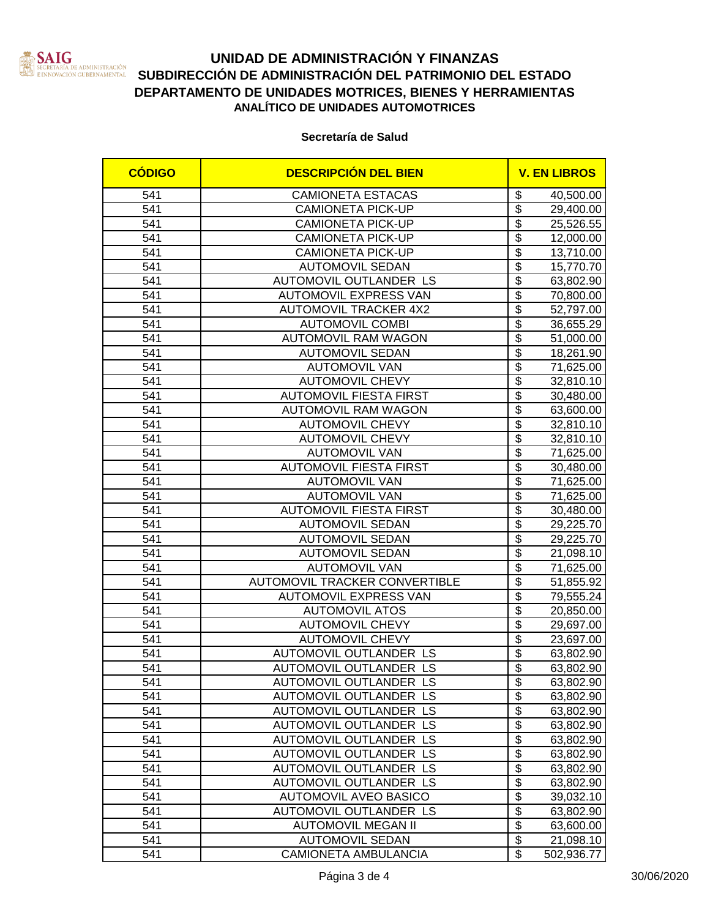# UNIDAD DE ADMINISTRACIÓN Y FINANZAS
## SUBDIRECCIÓN DE ADMINISTRACIÓN DEL PATRIMONIO DEL ESTADO
## DEPARTAMENTO DE UNIDADES MOTRICES, BIENES Y HERRAMIENTAS
### ANALÍTICO DE UNIDADES AUTOMOTRICES

**Secretaría de Salud**

| CÓDIGO | DESCRIPCIÓN DEL BIEN | V. EN LIBROS |
|---|---|---|
| 541 | CAMIONETA ESTACAS | $ 40,500.00 |
| 541 | CAMIONETA PICK-UP | $ 29,400.00 |
| 541 | CAMIONETA PICK-UP | $ 25,526.55 |
| 541 | CAMIONETA PICK-UP | $ 12,000.00 |
| 541 | CAMIONETA PICK-UP | $ 13,710.00 |
| 541 | AUTOMOVIL SEDAN | $ 15,770.70 |
| 541 | AUTOMOVIL OUTLANDER LS | $ 63,802.90 |
| 541 | AUTOMOVIL EXPRESS VAN | $ 70,800.00 |
| 541 | AUTOMOVIL TRACKER 4X2 | $ 52,797.00 |
| 541 | AUTOMOVIL COMBI | $ 36,655.29 |
| 541 | AUTOMOVIL RAM WAGON | $ 51,000.00 |
| 541 | AUTOMOVIL SEDAN | $ 18,261.90 |
| 541 | AUTOMOVIL VAN | $ 71,625.00 |
| 541 | AUTOMOVIL CHEVY | $ 32,810.10 |
| 541 | AUTOMOVIL FIESTA FIRST | $ 30,480.00 |
| 541 | AUTOMOVIL RAM WAGON | $ 63,600.00 |
| 541 | AUTOMOVIL CHEVY | $ 32,810.10 |
| 541 | AUTOMOVIL CHEVY | $ 32,810.10 |
| 541 | AUTOMOVIL VAN | $ 71,625.00 |
| 541 | AUTOMOVIL FIESTA FIRST | $ 30,480.00 |
| 541 | AUTOMOVIL VAN | $ 71,625.00 |
| 541 | AUTOMOVIL VAN | $ 71,625.00 |
| 541 | AUTOMOVIL FIESTA FIRST | $ 30,480.00 |
| 541 | AUTOMOVIL SEDAN | $ 29,225.70 |
| 541 | AUTOMOVIL SEDAN | $ 29,225.70 |
| 541 | AUTOMOVIL SEDAN | $ 21,098.10 |
| 541 | AUTOMOVIL VAN | $ 71,625.00 |
| 541 | AUTOMOVIL TRACKER CONVERTIBLE | $ 51,855.92 |
| 541 | AUTOMOVIL EXPRESS VAN | $ 79,555.24 |
| 541 | AUTOMOVIL ATOS | $ 20,850.00 |
| 541 | AUTOMOVIL CHEVY | $ 29,697.00 |
| 541 | AUTOMOVIL CHEVY | $ 23,697.00 |
| 541 | AUTOMOVIL OUTLANDER LS | $ 63,802.90 |
| 541 | AUTOMOVIL OUTLANDER LS | $ 63,802.90 |
| 541 | AUTOMOVIL OUTLANDER LS | $ 63,802.90 |
| 541 | AUTOMOVIL OUTLANDER LS | $ 63,802.90 |
| 541 | AUTOMOVIL OUTLANDER LS | $ 63,802.90 |
| 541 | AUTOMOVIL OUTLANDER LS | $ 63,802.90 |
| 541 | AUTOMOVIL OUTLANDER LS | $ 63,802.90 |
| 541 | AUTOMOVIL OUTLANDER LS | $ 63,802.90 |
| 541 | AUTOMOVIL OUTLANDER LS | $ 63,802.90 |
| 541 | AUTOMOVIL OUTLANDER LS | $ 63,802.90 |
| 541 | AUTOMOVIL AVEO BASICO | $ 39,032.10 |
| 541 | AUTOMOVIL OUTLANDER LS | $ 63,802.90 |
| 541 | AUTOMOVIL MEGAN II | $ 63,600.00 |
| 541 | AUTOMOVIL SEDAN | $ 21,098.10 |
| 541 | CAMIONETA AMBULANCIA | $ 502,936.77 |

30/06/2020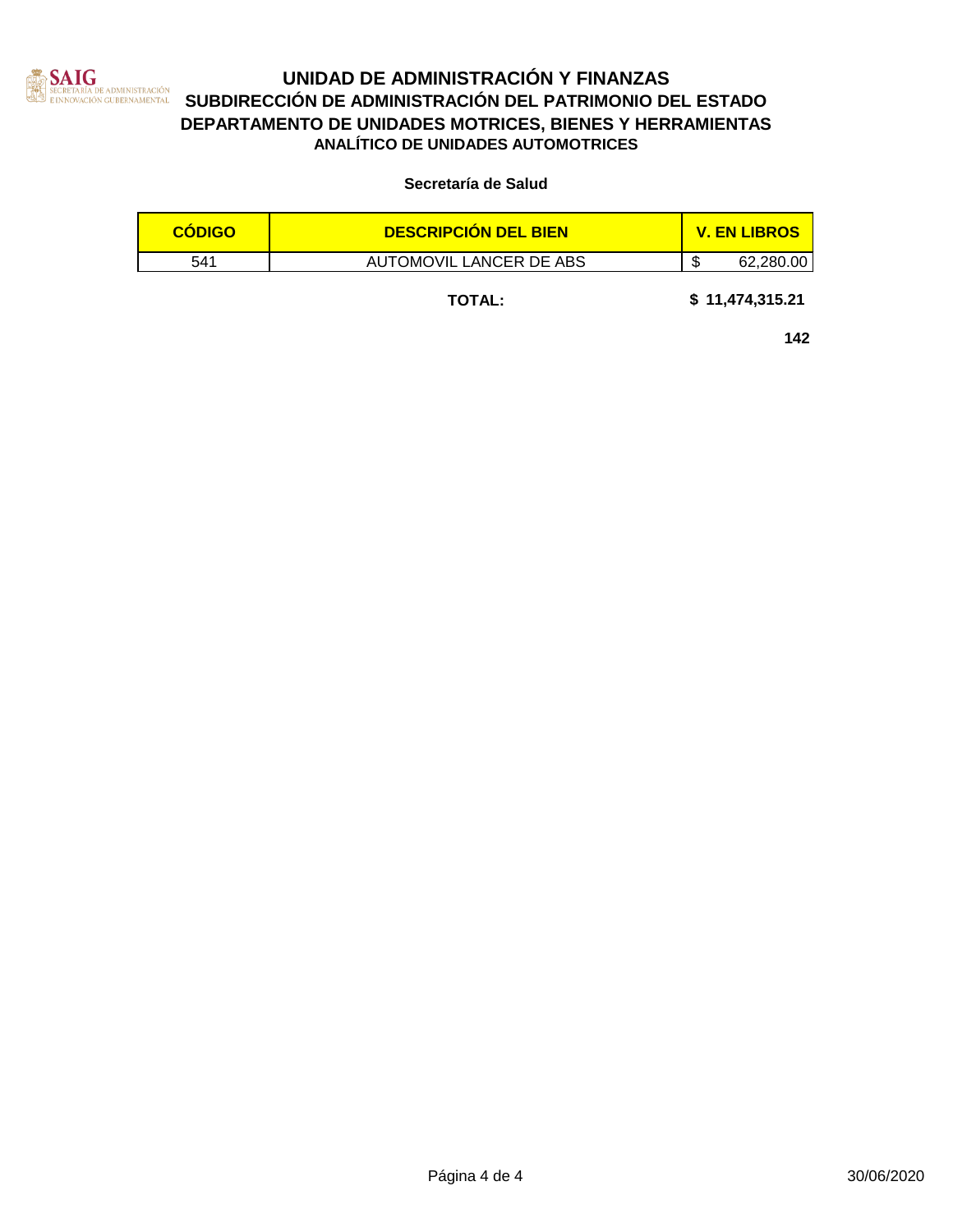# UNIDAD DE ADMINISTRACIÓN Y FINANZAS
## SUBDIRECCIÓN DE ADMINISTRACIÓN DEL PATRIMONIO DEL ESTADO
## DEPARTAMENTO DE UNIDADES MOTRICES, BIENES Y HERRAMIENTAS
### ANALÍTICO DE UNIDADES AUTOMOTRICES

**Secretaría de Salud**

| CÓDIGO | DESCRIPCIÓN DEL BIEN | V. EN LIBROS |
|---|---|---|
| 541 | AUTOMOVIL LANCER DE ABS | $ 62,280.00 |
| | **TOTAL:** | **$ 11,474,315.21** |

**142**

30/06/2020